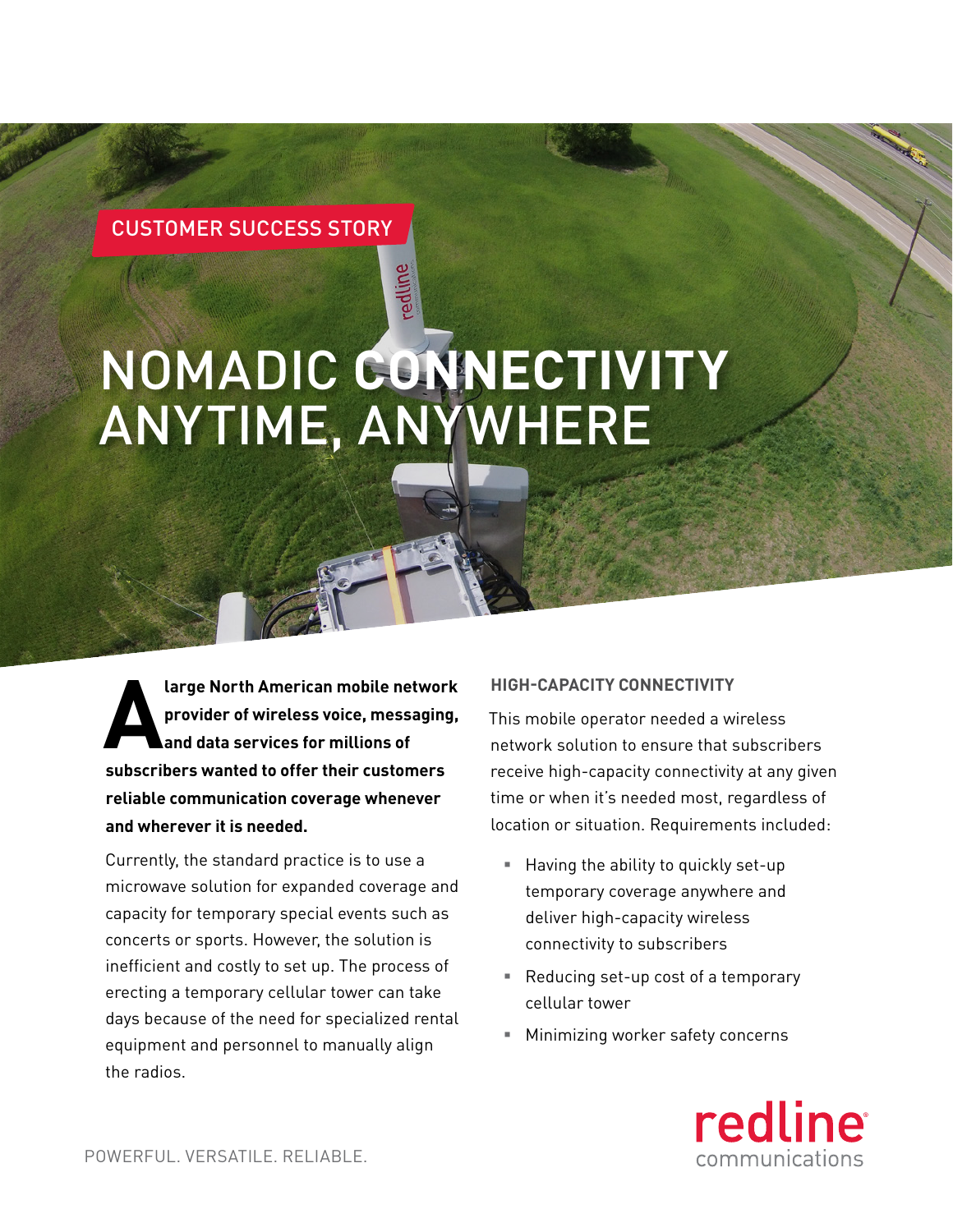CUSTOMER SUCCESS STORY

# NOMADIC CONNECTIVITY ANYTIME, ANYWHERE

**A large North American mobile network provider of wireless voice, messaging, and data services for millions of subscribers wanted to offer their customers reliable communication coverage whenever and wherever it is needed.**

Currently, the standard practice is to use a microwave solution for expanded coverage and capacity for temporary special events such as concerts or sports. However, the solution is inefficient and costly to set up. The process of erecting a temporary cellular tower can take days because of the need for specialized rental equipment and personnel to manually align the radios.

## HIGH-CAPACITY CONNECTIVITY

This mobile operator needed a wireless network solution to ensure that subscribers receive high-capacity connectivity at any given time or when it's needed most, regardless of location or situation. Requirements included:

- Having the ability to quickly set-up temporary coverage anywhere and deliver high-capacity wireless connectivity to subscribers
- Reducing set-up cost of a temporary cellular tower
- Minimizing worker safety concerns

POWERFUL. VERSATILE. RELIABLE.

redline communications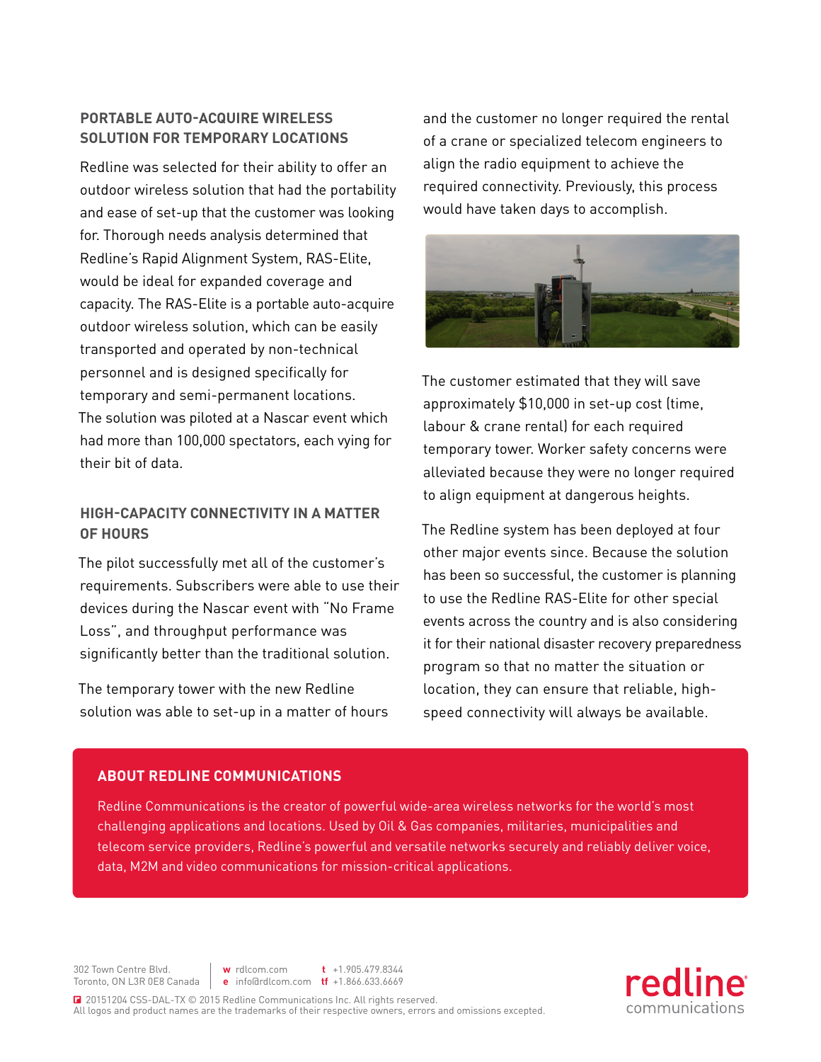## PORTABLE AUTO-ACQUIRE WIRELESS SOLUTION FOR TEMPORARY LOCATIONS

Redline was selected for their ability to offer an outdoor wireless solution that had the portability and ease of set-up that the customer was looking for. Thorough needs analysis determined that Redline's Rapid Alignment System, RAS-Elite, would be ideal for expanded coverage and capacity. The RAS-Elite is a portable auto-acquire outdoor wireless solution, which can be easily transported and operated by non-technical personnel and is designed specifically for temporary and semi-permanent locations. The solution was piloted at a Nascar event which had more than 100,000 spectators, each vying for their bit of data.

## HIGH-CAPACITY CONNECTIVITY IN A MATTER OF HOURS

The pilot successfully met all of the customer's requirements. Subscribers were able to use their devices during the Nascar event with "No Frame Loss", and throughput performance was significantly better than the traditional solution.

The temporary tower with the new Redline solution was able to set-up in a matter of hours and the customer no longer required the rental of a crane or specialized telecom engineers to align the radio equipment to achieve the required connectivity. Previously, this process would have taken days to accomplish.

The customer estimated that they will save approximately $10,000 in set-up cost (time, labour & crane rental) for each required temporary tower. Worker safety concerns were alleviated because they were no longer required to align equipment at dangerous heights.

The Redline system has been deployed at four other major events since. Because the solution has been so successful, the customer is planning to use the Redline RAS-Elite for other special events across the country and is also considering it for their national disaster recovery preparedness program so that no matter the situation or location, they can ensure that reliable, high-speed connectivity will always be available.

## ABOUT REDLINE COMMUNICATIONS

Redline Communications is the creator of powerful wide-area wireless networks for the world's most challenging applications and locations. Used by Oil & Gas companies, militaries, municipalities and telecom service providers, Redline's powerful and versatile networks securely and reliably deliver voice, data, M2M and video communications for mission-critical applications.

302 Town Centre Blvd.
Toronto, ON L3R 0E8 Canada

w rdlcom.com
e info@rdlcom.com

t +1.905.479.8344
tf +1.866.633.6669

20151204 CSS-DAL-TX © 2015 Redline Communications Inc. All rights reserved.
All logos and product names are the trademarks of their respective owners, errors and omissions excepted.

redline communications